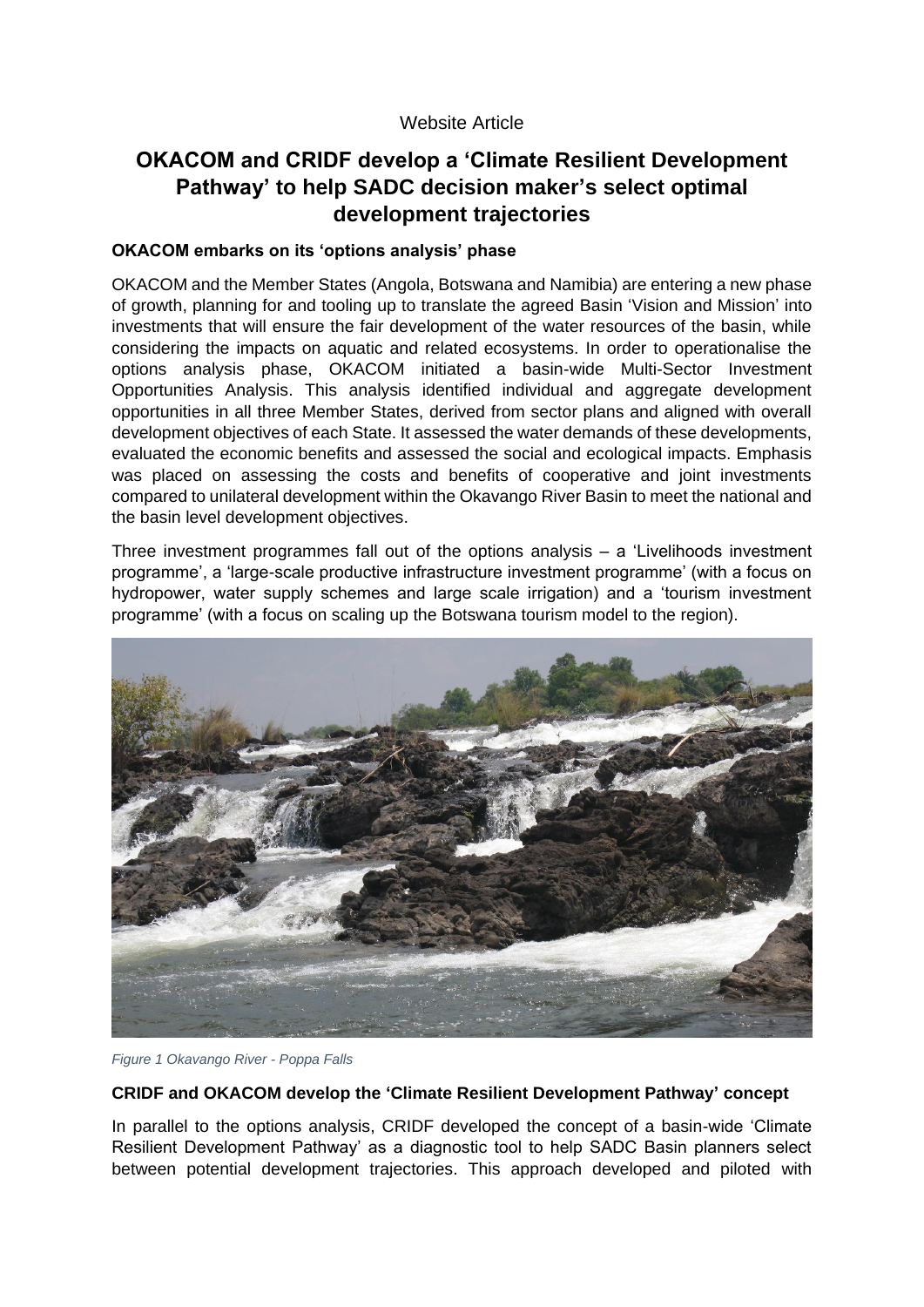Website Article

# OKACOM and CRIDF develop a 'Climate Resilient Development Pathway' to help SADC decision maker's select optimal development trajectories

### OKACOM embarks on its 'options analysis' phase

OKACOM and the Member States (Angola, Botswana and Namibia) are entering a new phase of growth, planning for and tooling up to translate the agreed Basin 'Vision and Mission' into investments that will ensure the fair development of the water resources of the basin, while considering the impacts on aquatic and related ecosystems. In order to operationalise the options analysis phase, OKACOM initiated a basin-wide Multi-Sector Investment Opportunities Analysis. This analysis identified individual and aggregate development opportunities in all three Member States, derived from sector plans and aligned with overall development objectives of each State. It assessed the water demands of these developments, evaluated the economic benefits and assessed the social and ecological impacts. Emphasis was placed on assessing the costs and benefits of cooperative and joint investments compared to unilateral development within the Okavango River Basin to meet the national and the basin level development objectives.

Three investment programmes fall out of the options analysis – a 'Livelihoods investment programme', a 'large-scale productive infrastructure investment programme' (with a focus on hydropower, water supply schemes and large scale irrigation) and a 'tourism investment programme' (with a focus on scaling up the Botswana tourism model to the region).

*Figure 1 Okavango River - Poppa Falls*

### CRIDF and OKACOM develop the 'Climate Resilient Development Pathway' concept

In parallel to the options analysis, CRIDF developed the concept of a basin-wide 'Climate Resilient Development Pathway' as a diagnostic tool to help SADC Basin planners select between potential development trajectories. This approach developed and piloted with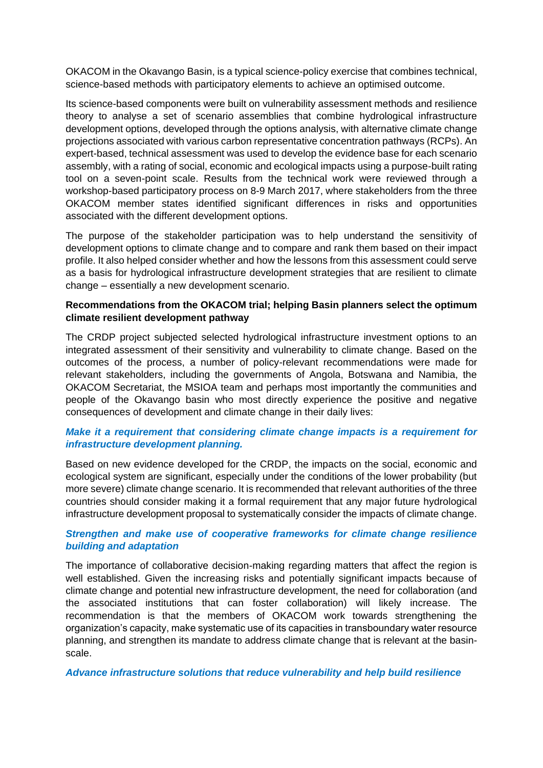OKACOM in the Okavango Basin, is a typical science-policy exercise that combines technical, science-based methods with participatory elements to achieve an optimised outcome.

Its science-based components were built on vulnerability assessment methods and resilience theory to analyse a set of scenario assemblies that combine hydrological infrastructure development options, developed through the options analysis, with alternative climate change projections associated with various carbon representative concentration pathways (RCPs). An expert-based, technical assessment was used to develop the evidence base for each scenario assembly, with a rating of social, economic and ecological impacts using a purpose-built rating tool on a seven-point scale. Results from the technical work were reviewed through a workshop-based participatory process on 8-9 March 2017, where stakeholders from the three OKACOM member states identified significant differences in risks and opportunities associated with the different development options.

The purpose of the stakeholder participation was to help understand the sensitivity of development options to climate change and to compare and rank them based on their impact profile. It also helped consider whether and how the lessons from this assessment could serve as a basis for hydrological infrastructure development strategies that are resilient to climate change – essentially a new development scenario.

**Recommendations from the OKACOM trial; helping Basin planners select the optimum climate resilient development pathway**

The CRDP project subjected selected hydrological infrastructure investment options to an integrated assessment of their sensitivity and vulnerability to climate change. Based on the outcomes of the process, a number of policy-relevant recommendations were made for relevant stakeholders, including the governments of Angola, Botswana and Namibia, the OKACOM Secretariat, the MSIOA team and perhaps most importantly the communities and people of the Okavango basin who most directly experience the positive and negative consequences of development and climate change in their daily lives:

***Make it a requirement that considering climate change impacts is a requirement for infrastructure development planning.***

Based on new evidence developed for the CRDP, the impacts on the social, economic and ecological system are significant, especially under the conditions of the lower probability (but more severe) climate change scenario. It is recommended that relevant authorities of the three countries should consider making it a formal requirement that any major future hydrological infrastructure development proposal to systematically consider the impacts of climate change.

***Strengthen and make use of cooperative frameworks for climate change resilience building and adaptation***

The importance of collaborative decision-making regarding matters that affect the region is well established. Given the increasing risks and potentially significant impacts because of climate change and potential new infrastructure development, the need for collaboration (and the associated institutions that can foster collaboration) will likely increase. The recommendation is that the members of OKACOM work towards strengthening the organization's capacity, make systematic use of its capacities in transboundary water resource planning, and strengthen its mandate to address climate change that is relevant at the basin-scale.

***Advance infrastructure solutions that reduce vulnerability and help build resilience***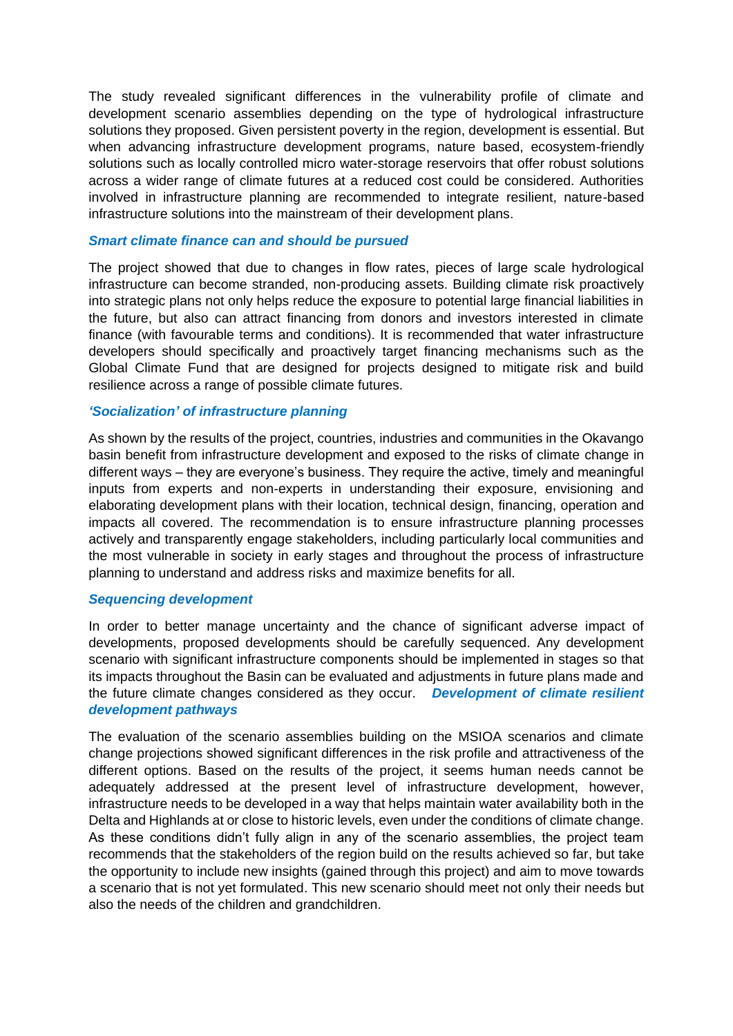The study revealed significant differences in the vulnerability profile of climate and development scenario assemblies depending on the type of hydrological infrastructure solutions they proposed. Given persistent poverty in the region, development is essential. But when advancing infrastructure development programs, nature based, ecosystem-friendly solutions such as locally controlled micro water-storage reservoirs that offer robust solutions across a wider range of climate futures at a reduced cost could be considered. Authorities involved in infrastructure planning are recommended to integrate resilient, nature-based infrastructure solutions into the mainstream of their development plans.

***Smart climate finance can and should be pursued***

The project showed that due to changes in flow rates, pieces of large scale hydrological infrastructure can become stranded, non-producing assets. Building climate risk proactively into strategic plans not only helps reduce the exposure to potential large financial liabilities in the future, but also can attract financing from donors and investors interested in climate finance (with favourable terms and conditions). It is recommended that water infrastructure developers should specifically and proactively target financing mechanisms such as the Global Climate Fund that are designed for projects designed to mitigate risk and build resilience across a range of possible climate futures.

***'Socialization' of infrastructure planning***

As shown by the results of the project, countries, industries and communities in the Okavango basin benefit from infrastructure development and exposed to the risks of climate change in different ways – they are everyone's business. They require the active, timely and meaningful inputs from experts and non-experts in understanding their exposure, envisioning and elaborating development plans with their location, technical design, financing, operation and impacts all covered. The recommendation is to ensure infrastructure planning processes actively and transparently engage stakeholders, including particularly local communities and the most vulnerable in society in early stages and throughout the process of infrastructure planning to understand and address risks and maximize benefits for all.

***Sequencing development***

In order to better manage uncertainty and the chance of significant adverse impact of developments, proposed developments should be carefully sequenced. Any development scenario with significant infrastructure components should be implemented in stages so that its impacts throughout the Basin can be evaluated and adjustments in future plans made and the future climate changes considered as they occur.

***Development of climate resilient development pathways***

The evaluation of the scenario assemblies building on the MSIOA scenarios and climate change projections showed significant differences in the risk profile and attractiveness of the different options. Based on the results of the project, it seems human needs cannot be adequately addressed at the present level of infrastructure development, however, infrastructure needs to be developed in a way that helps maintain water availability both in the Delta and Highlands at or close to historic levels, even under the conditions of climate change. As these conditions didn't fully align in any of the scenario assemblies, the project team recommends that the stakeholders of the region build on the results achieved so far, but take the opportunity to include new insights (gained through this project) and aim to move towards a scenario that is not yet formulated. This new scenario should meet not only their needs but also the needs of the children and grandchildren.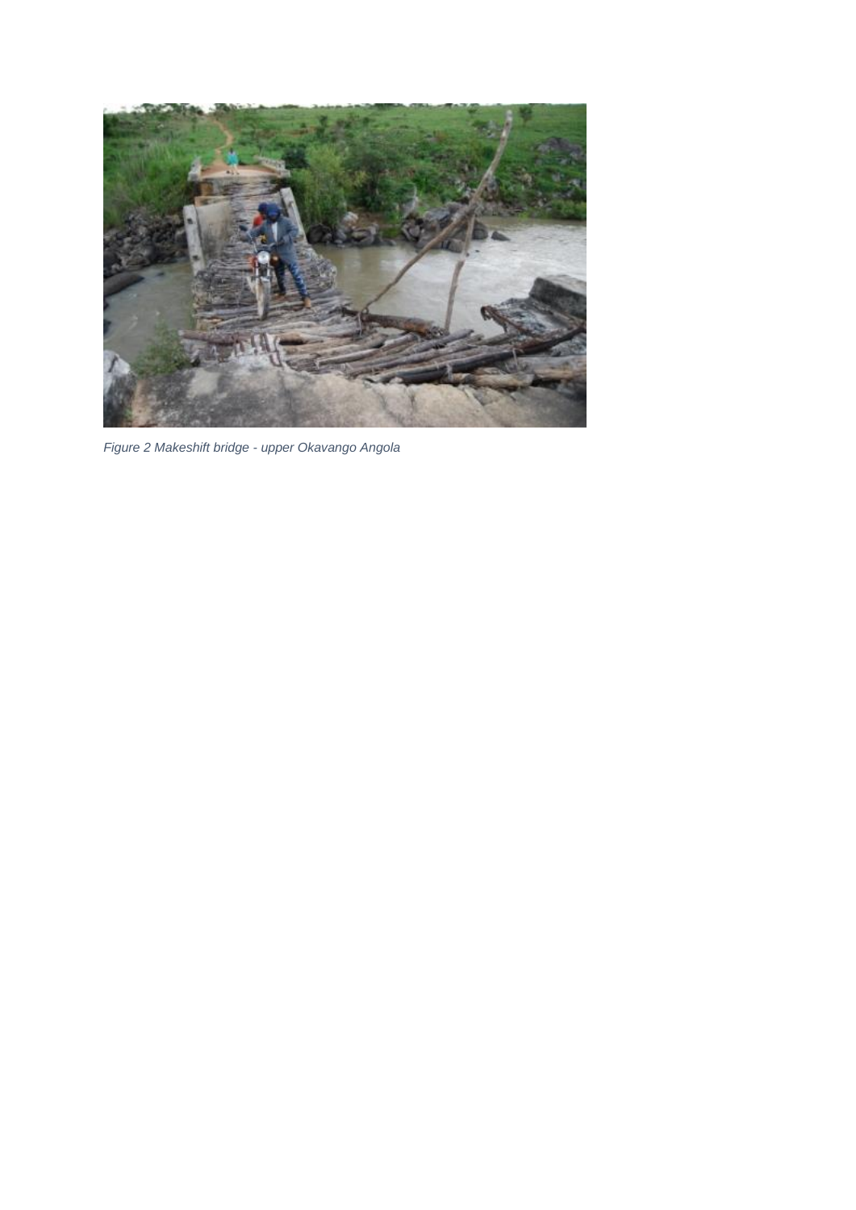*Figure 2 Makeshift bridge - upper Okavango Angola*